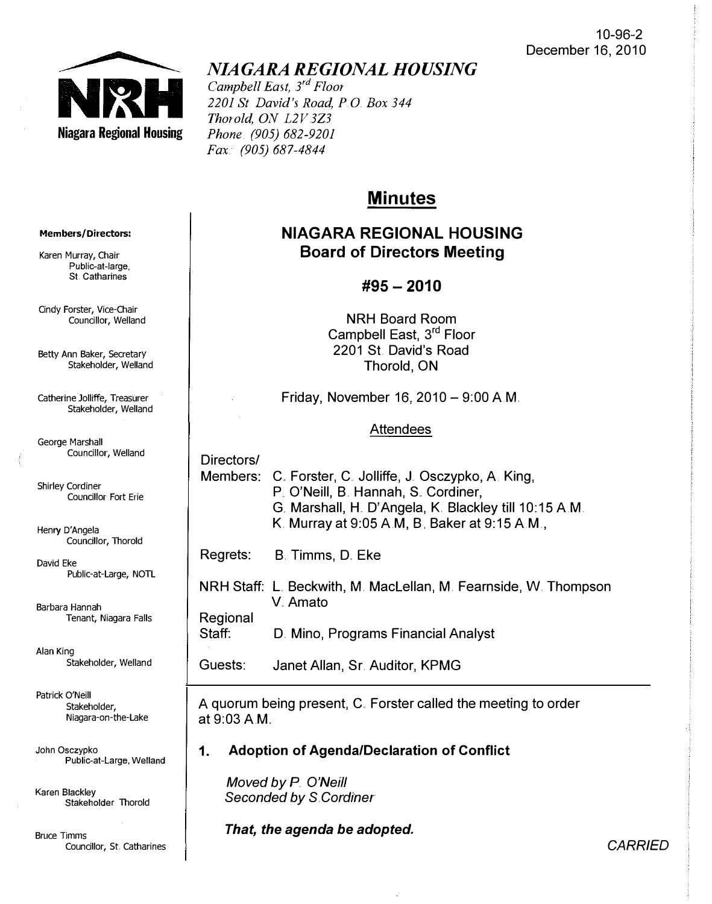10-96-2
December 16, 2010

# NIAGARA REGIONAL HOUSING

*Campbell East, 3rd Floor*
*2201 St David's Road, P O Box 344*
*Thorold, ON L2V 3Z3*
*Phone (905) 682-9201*
*Fax: (905) 687-4844*

**Members/Directors:**

Karen Murray, Chair
Public-at-large, St. Catharines

Cindy Forster, Vice-Chair
Councillor, Welland

Betty Ann Baker, Secretary
Stakeholder, Welland

Catherine Jolliffe, Treasurer
Stakeholder, Welland

George Marshall
Councillor, Welland

Shirley Cordiner
Councillor Fort Erie

Henry D'Angela
Councillor, Thorold

David Eke
Public-at-Large, NOTL

Barbara Hannah
Tenant, Niagara Falls

Alan King
Stakeholder, Welland

Patrick O'Neill
Stakeholder, Niagara-on-the-Lake

John Osczypko
Public-at-Large, Welland

Karen Blackley
Stakeholder Thorold

Bruce Timms
Councillor, St. Catharines

## Minutes

### NIAGARA REGIONAL HOUSING Board of Directors Meeting

### #95 – 2010

NRH Board Room
Campbell East, 3rd Floor
2201 St. David's Road
Thorold, ON

Friday, November 16, 2010 – 9:00 A.M.

Attendees

Directors/Members: C. Forster, C. Jolliffe, J. Osczypko, A. King, P. O'Neill, B. Hannah, S. Cordiner, G. Marshall, H. D'Angela, K. Blackley till 10:15 A.M. K. Murray at 9:05 A.M, B. Baker at 9:15 A.M.,

Regrets: B. Timms, D. Eke

NRH Staff: L. Beckwith, M. MacLellan, M. Fearnside, W. Thompson V. Amato

Regional Staff: D. Mino, Programs Financial Analyst

Guests: Janet Allan, Sr. Auditor, KPMG

A quorum being present, C. Forster called the meeting to order at 9:03 A.M.

**1. Adoption of Agenda/Declaration of Conflict**

*Moved by P. O'Neill*
*Seconded by S. Cordiner*

***That, the agenda be adopted.***

*CARRIED*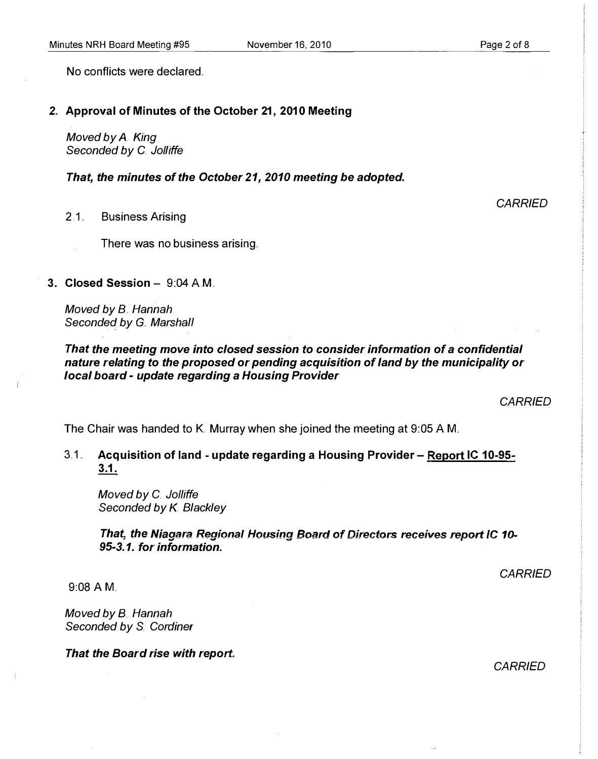No conflicts were declared.

## 2. Approval of Minutes of the October 21, 2010 Meeting

*Moved by A. King*
*Seconded by C. Jolliffe*

***That, the minutes of the October 21, 2010 meeting be adopted.***

*CARRIED*

2.1. Business Arising

There was no business arising.

## 3. Closed Session – 9:04 A.M.

*Moved by B. Hannah*
*Seconded by G. Marshall*

***That the meeting move into closed session to consider information of a confidential nature relating to the proposed or pending acquisition of land by the municipality or local board - update regarding a Housing Provider***

*CARRIED*

The Chair was handed to K. Murray when she joined the meeting at 9:05 A.M.

### 3.1. Acquisition of land - update regarding a Housing Provider – Report IC 10-95-3.1.

*Moved by C. Jolliffe*
*Seconded by K. Blackley*

***That, the Niagara Regional Housing Board of Directors receives report IC 10-95-3.1. for information.***

*CARRIED*

9:08 A.M.

*Moved by B. Hannah*
*Seconded by S. Cordiner*

***That the Board rise with report.***

*CARRIED*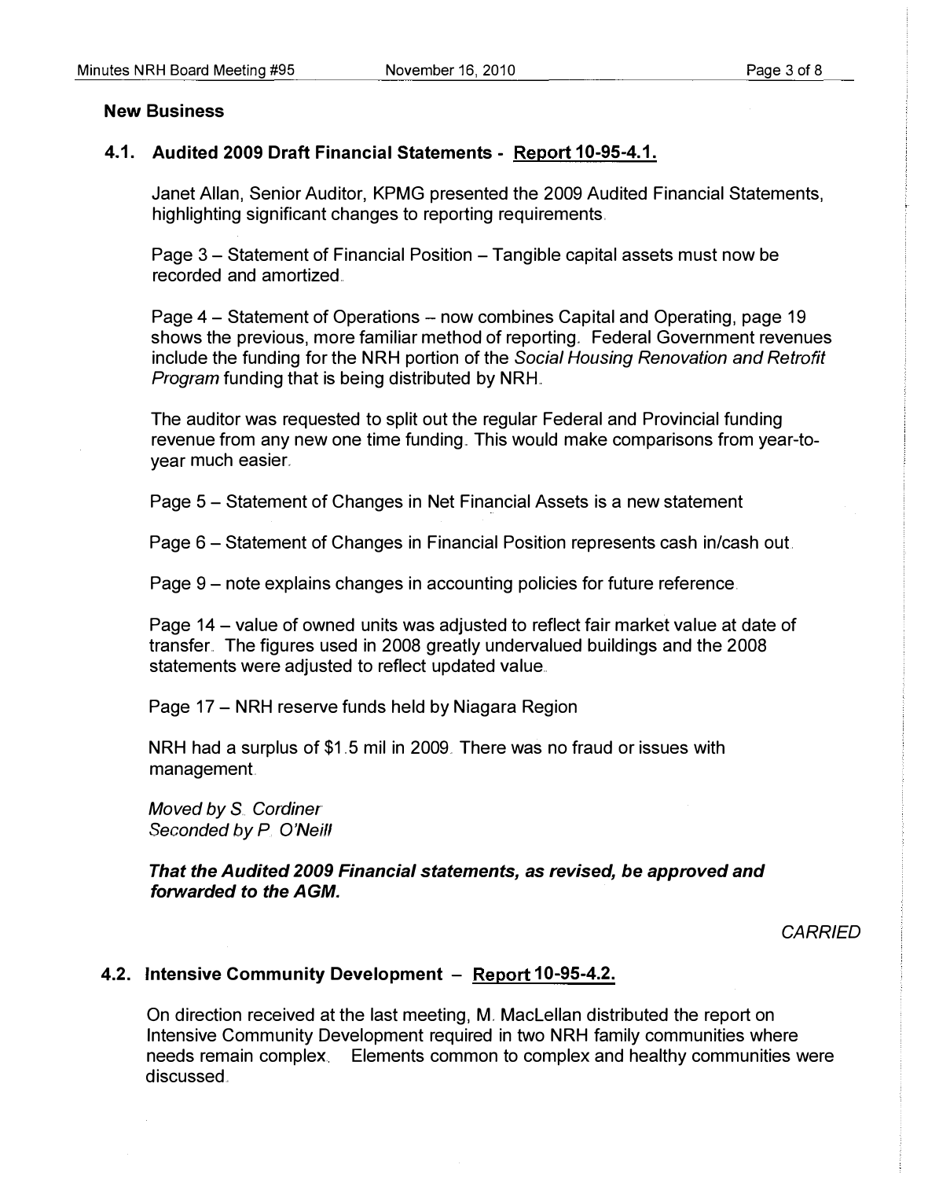### New Business

#### 4.1. Audited 2009 Draft Financial Statements - Report 10-95-4.1.

Janet Allan, Senior Auditor, KPMG presented the 2009 Audited Financial Statements, highlighting significant changes to reporting requirements.

Page 3 – Statement of Financial Position – Tangible capital assets must now be recorded and amortized.

Page 4 – Statement of Operations – now combines Capital and Operating, page 19 shows the previous, more familiar method of reporting. Federal Government revenues include the funding for the NRH portion of the *Social Housing Renovation and Retrofit Program* funding that is being distributed by NRH.

The auditor was requested to split out the regular Federal and Provincial funding revenue from any new one time funding. This would make comparisons from year-to-year much easier.

Page 5 – Statement of Changes in Net Financial Assets is a new statement

Page 6 – Statement of Changes in Financial Position represents cash in/cash out.

Page 9 – note explains changes in accounting policies for future reference.

Page 14 – value of owned units was adjusted to reflect fair market value at date of transfer. The figures used in 2008 greatly undervalued buildings and the 2008 statements were adjusted to reflect updated value.

Page 17 – NRH reserve funds held by Niagara Region

NRH had a surplus of $1.5 mil in 2009. There was no fraud or issues with management.

*Moved by S. Cordiner*
*Seconded by P. O'Neill*

***That the Audited 2009 Financial statements, as revised, be approved and forwarded to the AGM.***

*CARRIED*

#### 4.2. Intensive Community Development – Report 10-95-4.2.

On direction received at the last meeting, M. MacLellan distributed the report on Intensive Community Development required in two NRH family communities where needs remain complex. Elements common to complex and healthy communities were discussed.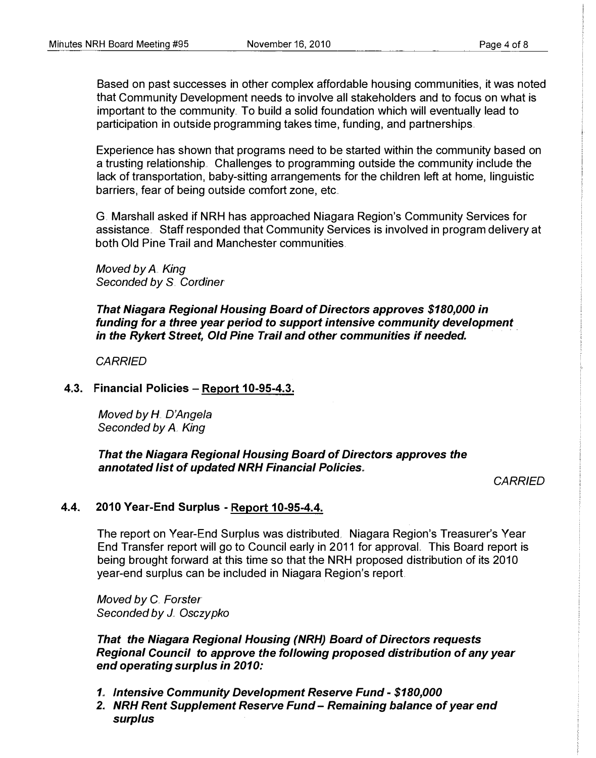Based on past successes in other complex affordable housing communities, it was noted that Community Development needs to involve all stakeholders and to focus on what is important to the community. To build a solid foundation which will eventually lead to participation in outside programming takes time, funding, and partnerships.

Experience has shown that programs need to be started within the community based on a trusting relationship. Challenges to programming outside the community include the lack of transportation, baby-sitting arrangements for the children left at home, linguistic barriers, fear of being outside comfort zone, etc.

G. Marshall asked if NRH has approached Niagara Region's Community Services for assistance. Staff responded that Community Services is involved in program delivery at both Old Pine Trail and Manchester communities.

*Moved by A. King*
*Seconded by S. Cordiner*

***That Niagara Regional Housing Board of Directors approves $180,000 in funding for a three year period to support intensive community development in the Rykert Street, Old Pine Trail and other communities if needed.***

*CARRIED*

### 4.3. Financial Policies – Report 10-95-4.3.

*Moved by H. D'Angela*
*Seconded by A. King*

***That the Niagara Regional Housing Board of Directors approves the annotated list of updated NRH Financial Policies.***

*CARRIED*

### 4.4. 2010 Year-End Surplus - Report 10-95-4.4.

The report on Year-End Surplus was distributed. Niagara Region's Treasurer's Year End Transfer report will go to Council early in 2011 for approval. This Board report is being brought forward at this time so that the NRH proposed distribution of its 2010 year-end surplus can be included in Niagara Region's report.

*Moved by C. Forster*
*Seconded by J. Osczypko*

***That the Niagara Regional Housing (NRH) Board of Directors requests Regional Council to approve the following proposed distribution of any year end operating surplus in 2010:***

1. ***Intensive Community Development Reserve Fund - $180,000***
2. ***NRH Rent Supplement Reserve Fund – Remaining balance of year end surplus***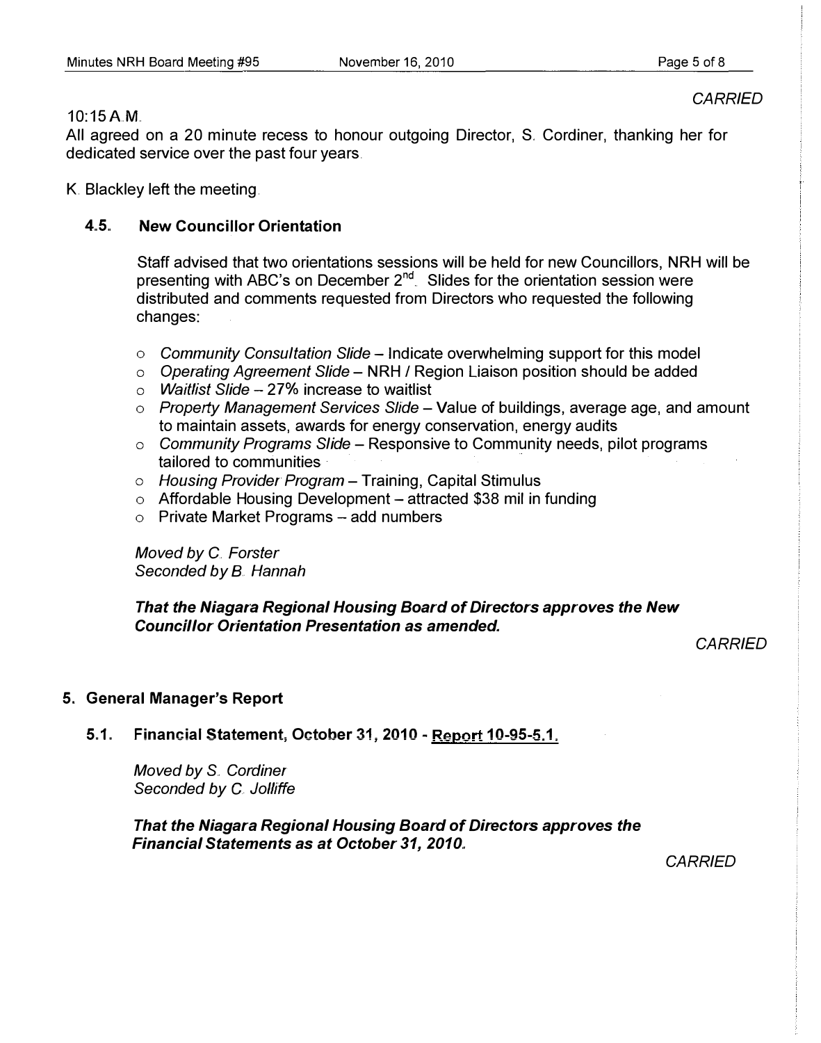*CARRIED*

10:15 A.M.

All agreed on a 20 minute recess to honour outgoing Director, S. Cordiner, thanking her for dedicated service over the past four years.

K. Blackley left the meeting.

### 4.5. New Councillor Orientation

Staff advised that two orientations sessions will be held for new Councillors, NRH will be presenting with ABC's on December 2nd. Slides for the orientation session were distributed and comments requested from Directors who requested the following changes:

- *Community Consultation Slide* – Indicate overwhelming support for this model
- *Operating Agreement Slide* – NRH / Region Liaison position should be added
- *Waitlist Slide* – 27% increase to waitlist
- *Property Management Services Slide* – Value of buildings, average age, and amount to maintain assets, awards for energy conservation, energy audits
- *Community Programs Slide* – Responsive to Community needs, pilot programs tailored to communities
- *Housing Provider Program* – Training, Capital Stimulus
- Affordable Housing Development – attracted $38 mil in funding
- Private Market Programs – add numbers

*Moved by C. Forster*
*Seconded by B. Hannah*

***That the Niagara Regional Housing Board of Directors approves the New Councillor Orientation Presentation as amended.***

*CARRIED*

## 5. General Manager's Report

### 5.1. Financial Statement, October 31, 2010 - Report 10-95-5.1.

*Moved by S. Cordiner*
*Seconded by C. Jolliffe*

***That the Niagara Regional Housing Board of Directors approves the Financial Statements as at October 31, 2010.***

*CARRIED*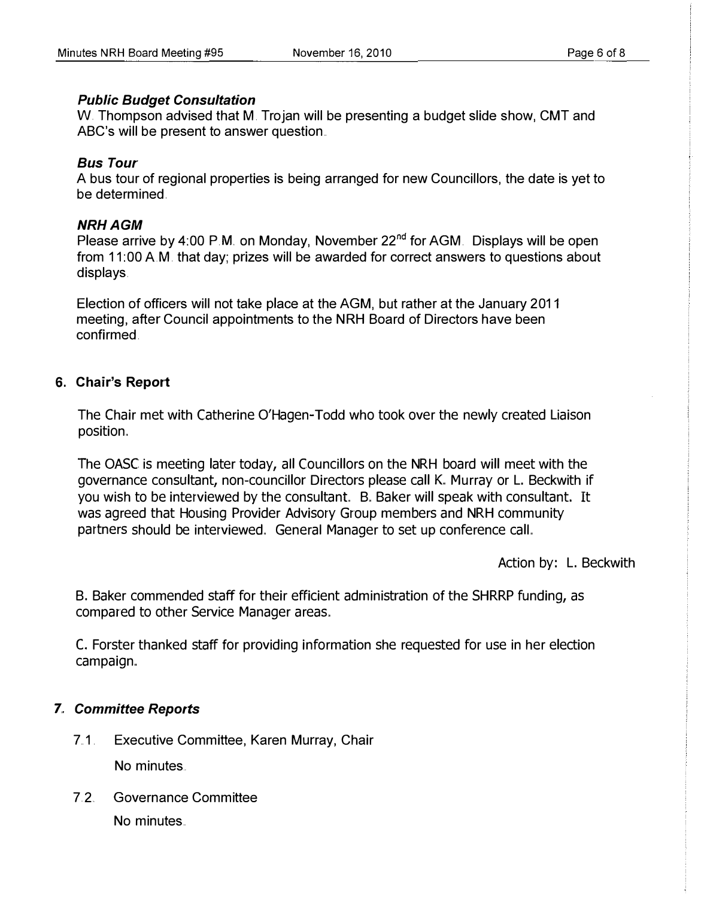### *Public Budget Consultation*

W. Thompson advised that M. Trojan will be presenting a budget slide show, CMT and ABC's will be present to answer question.

### *Bus Tour*

A bus tour of regional properties is being arranged for new Councillors, the date is yet to be determined.

### *NRH AGM*

Please arrive by 4:00 P.M. on Monday, November 22nd for AGM. Displays will be open from 11:00 A.M. that day; prizes will be awarded for correct answers to questions about displays.

Election of officers will not take place at the AGM, but rather at the January 2011 meeting, after Council appointments to the NRH Board of Directors have been confirmed.

## 6. Chair's Report

The Chair met with Catherine O'Hagen-Todd who took over the newly created Liaison position.

The OASC is meeting later today, all Councillors on the NRH board will meet with the governance consultant, non-councillor Directors please call K. Murray or L. Beckwith if you wish to be interviewed by the consultant. B. Baker will speak with consultant. It was agreed that Housing Provider Advisory Group members and NRH community partners should be interviewed. General Manager to set up conference call.

Action by: L. Beckwith

B. Baker commended staff for their efficient administration of the SHRRP funding, as compared to other Service Manager areas.

C. Forster thanked staff for providing information she requested for use in her election campaign.

## *7. Committee Reports*

7.1. Executive Committee, Karen Murray, Chair

No minutes.

7.2. Governance Committee

No minutes.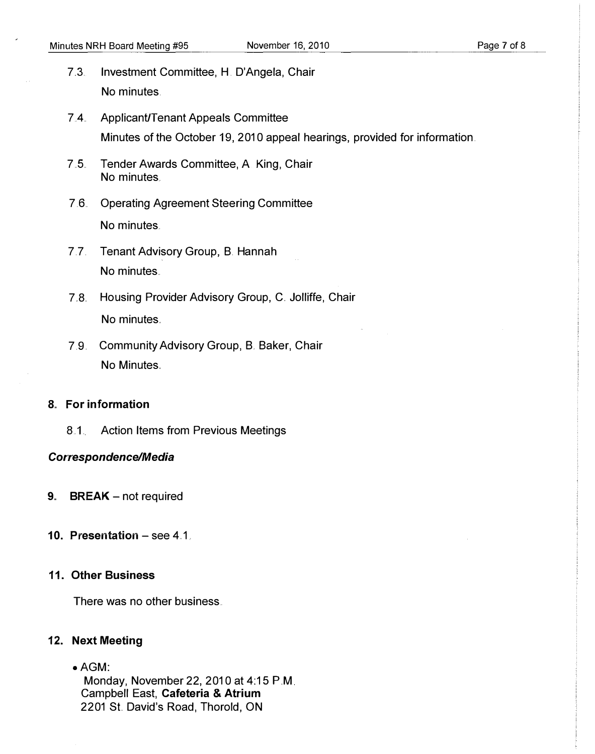7.3. Investment Committee, H. D'Angela, Chair

No minutes.

7.4. Applicant/Tenant Appeals Committee

Minutes of the October 19, 2010 appeal hearings, provided for information.

7.5. Tender Awards Committee, A. King, Chair

No minutes.

7.6. Operating Agreement Steering Committee

No minutes.

7.7. Tenant Advisory Group, B. Hannah

No minutes.

7.8. Housing Provider Advisory Group, C. Jolliffe, Chair

No minutes.

7.9. Community Advisory Group, B. Baker, Chair

No Minutes.

## 8. For information

8.1. Action Items from Previous Meetings

***Correspondence/Media***

## 9. BREAK – not required

## 10. Presentation – see 4.1.

## 11. Other Business

There was no other business.

## 12. Next Meeting

- AGM:
  Monday, November 22, 2010 at 4:15 P.M.
  Campbell East, **Cafeteria & Atrium**
  2201 St. David's Road, Thorold, ON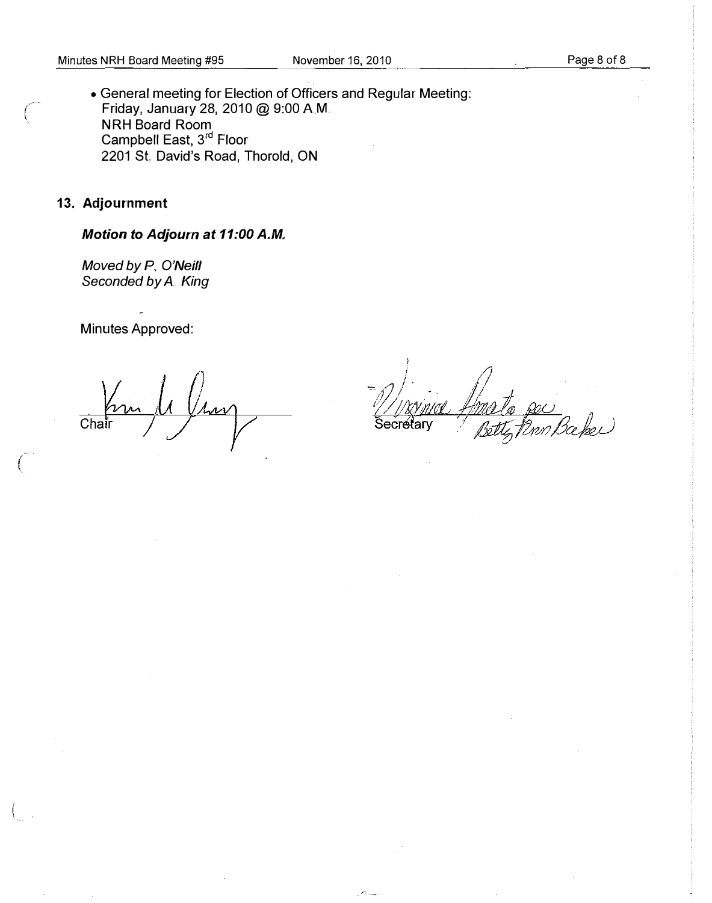- General meeting for Election of Officers and Regular Meeting:
  Friday, January 28, 2010 @ 9:00 A.M.
  NRH Board Room
  Campbell East, 3rd Floor
  2201 St. David's Road, Thorold, ON

## 13. Adjournment

***Motion to Adjourn at 11:00 A.M.***

*Moved by P. O'Neill*
*Seconded by A. King*

Minutes Approved:

Chair

Secretary